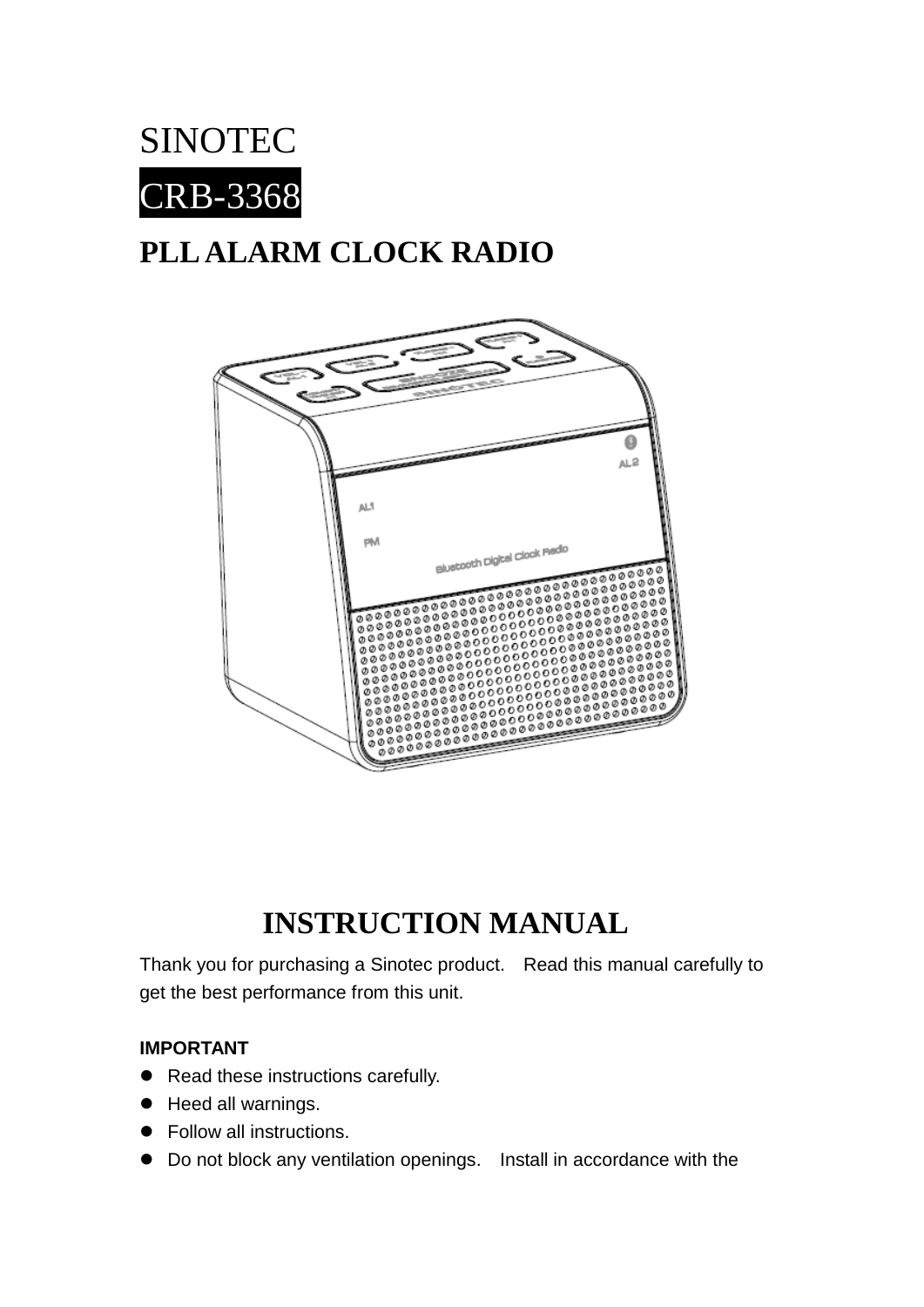SINOTEC

CRB-3368

# PLL ALARM CLOCK RADIO

## INSTRUCTION MANUAL

Thank you for purchasing a Sinotec product. Read this manual carefully to get the best performance from this unit.

**IMPORTANT**

- Read these instructions carefully.
- Heed all warnings.
- Follow all instructions.
- Do not block any ventilation openings. Install in accordance with the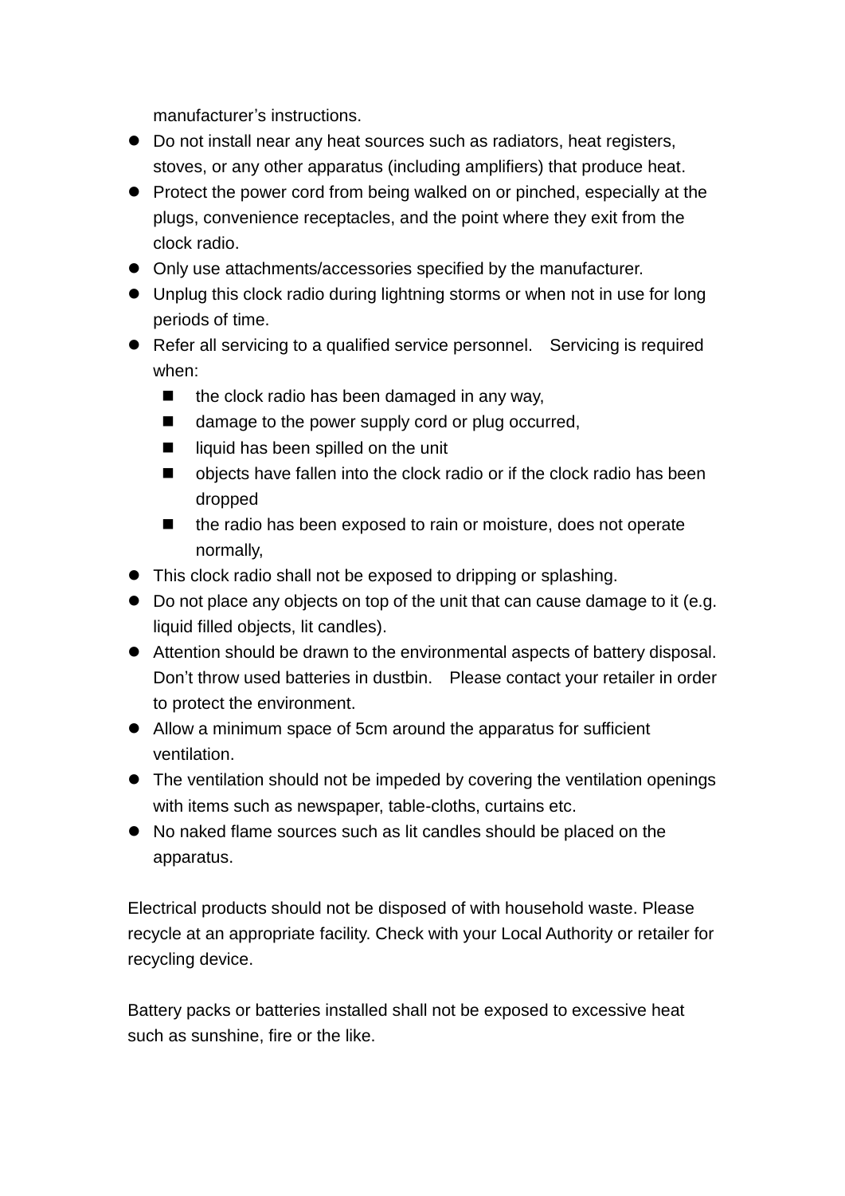manufacturer's instructions.

- Do not install near any heat sources such as radiators, heat registers, stoves, or any other apparatus (including amplifiers) that produce heat.
- Protect the power cord from being walked on or pinched, especially at the plugs, convenience receptacles, and the point where they exit from the clock radio.
- Only use attachments/accessories specified by the manufacturer.
- Unplug this clock radio during lightning storms or when not in use for long periods of time.
- Refer all servicing to a qualified service personnel. Servicing is required when:
  - the clock radio has been damaged in any way,
  - damage to the power supply cord or plug occurred,
  - liquid has been spilled on the unit
  - objects have fallen into the clock radio or if the clock radio has been dropped
  - the radio has been exposed to rain or moisture, does not operate normally,
- This clock radio shall not be exposed to dripping or splashing.
- Do not place any objects on top of the unit that can cause damage to it (e.g. liquid filled objects, lit candles).
- Attention should be drawn to the environmental aspects of battery disposal. Don't throw used batteries in dustbin. Please contact your retailer in order to protect the environment.
- Allow a minimum space of 5cm around the apparatus for sufficient ventilation.
- The ventilation should not be impeded by covering the ventilation openings with items such as newspaper, table-cloths, curtains etc.
- No naked flame sources such as lit candles should be placed on the apparatus.

Electrical products should not be disposed of with household waste. Please recycle at an appropriate facility. Check with your Local Authority or retailer for recycling device.

Battery packs or batteries installed shall not be exposed to excessive heat such as sunshine, fire or the like.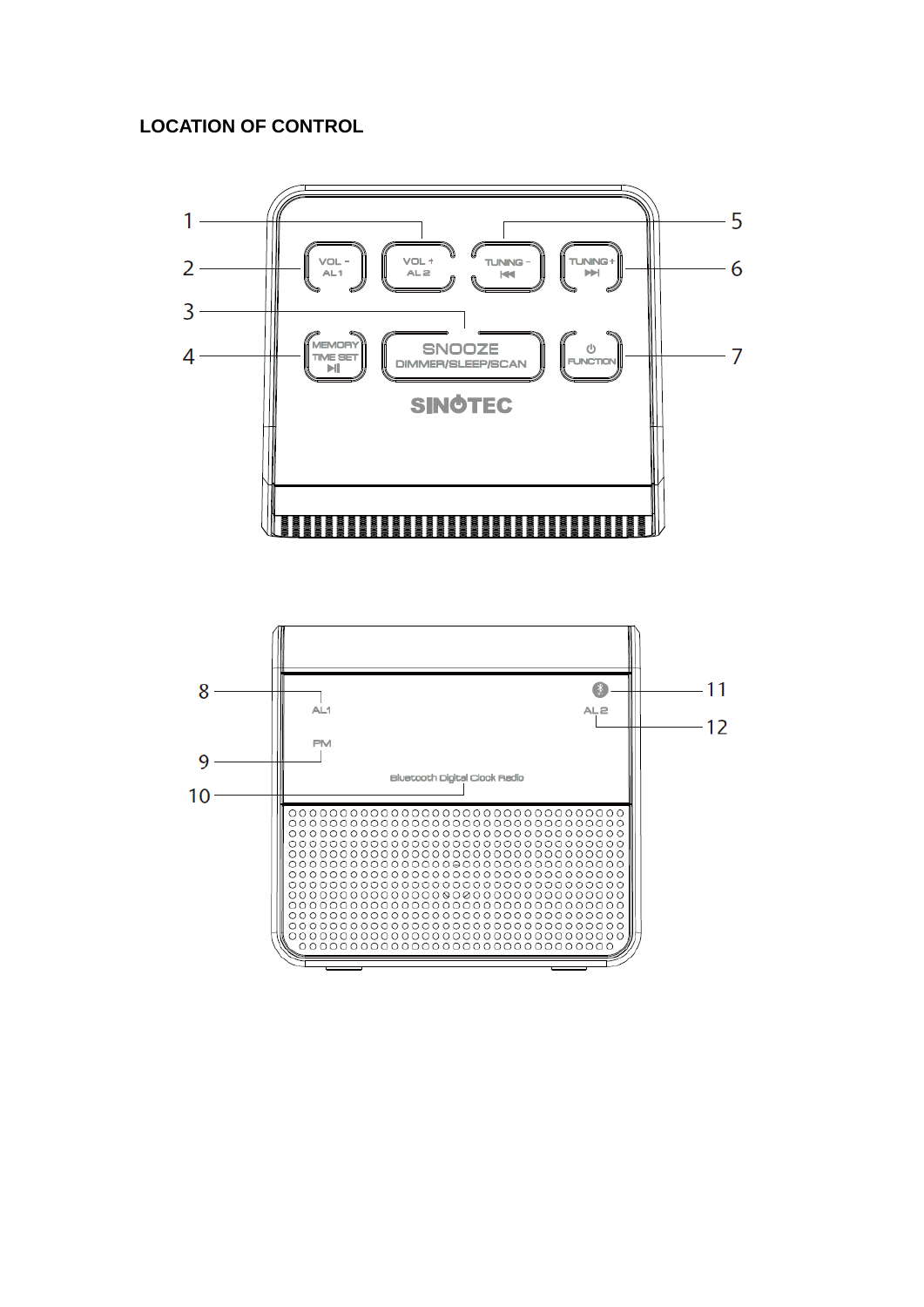## LOCATION OF CONTROL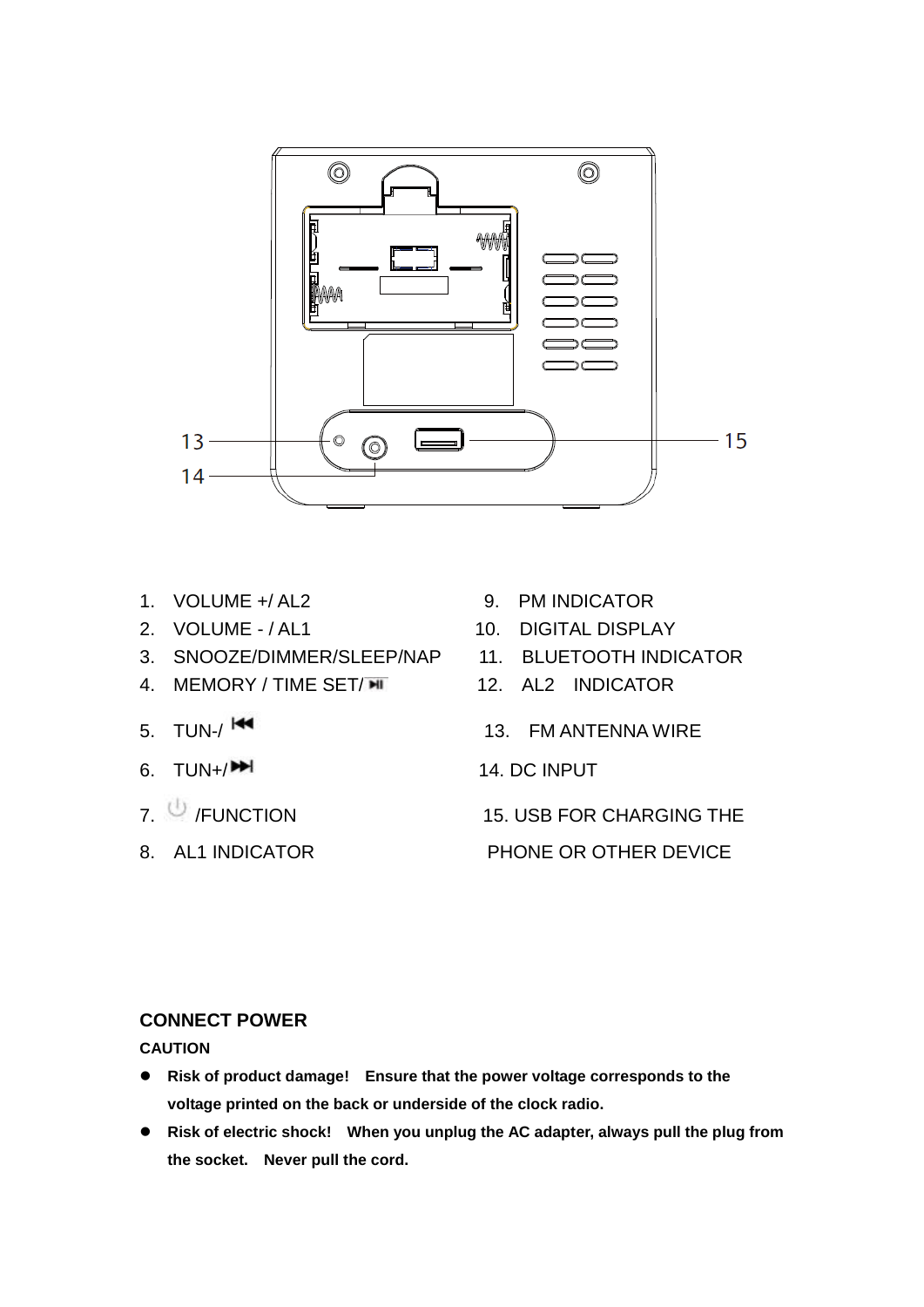13

14

15

1. VOLUME +/ AL2
2. VOLUME - / AL1
3. SNOOZE/DIMMER/SLEEP/NAP
4. MEMORY / TIME SET/ ⏯
5. TUN-/ ⏮
6. TUN+/ ⏭
7. ⏻ /FUNCTION
8. AL1 INDICATOR
9. PM INDICATOR
10. DIGITAL DISPLAY
11. BLUETOOTH INDICATOR
12. AL2 INDICATOR
13. FM ANTENNA WIRE
14. DC INPUT
15. USB FOR CHARGING THE PHONE OR OTHER DEVICE

**CONNECT POWER**

**CAUTION**

- **Risk of product damage! Ensure that the power voltage corresponds to the voltage printed on the back or underside of the clock radio.**
- **Risk of electric shock! When you unplug the AC adapter, always pull the plug from the socket. Never pull the cord.**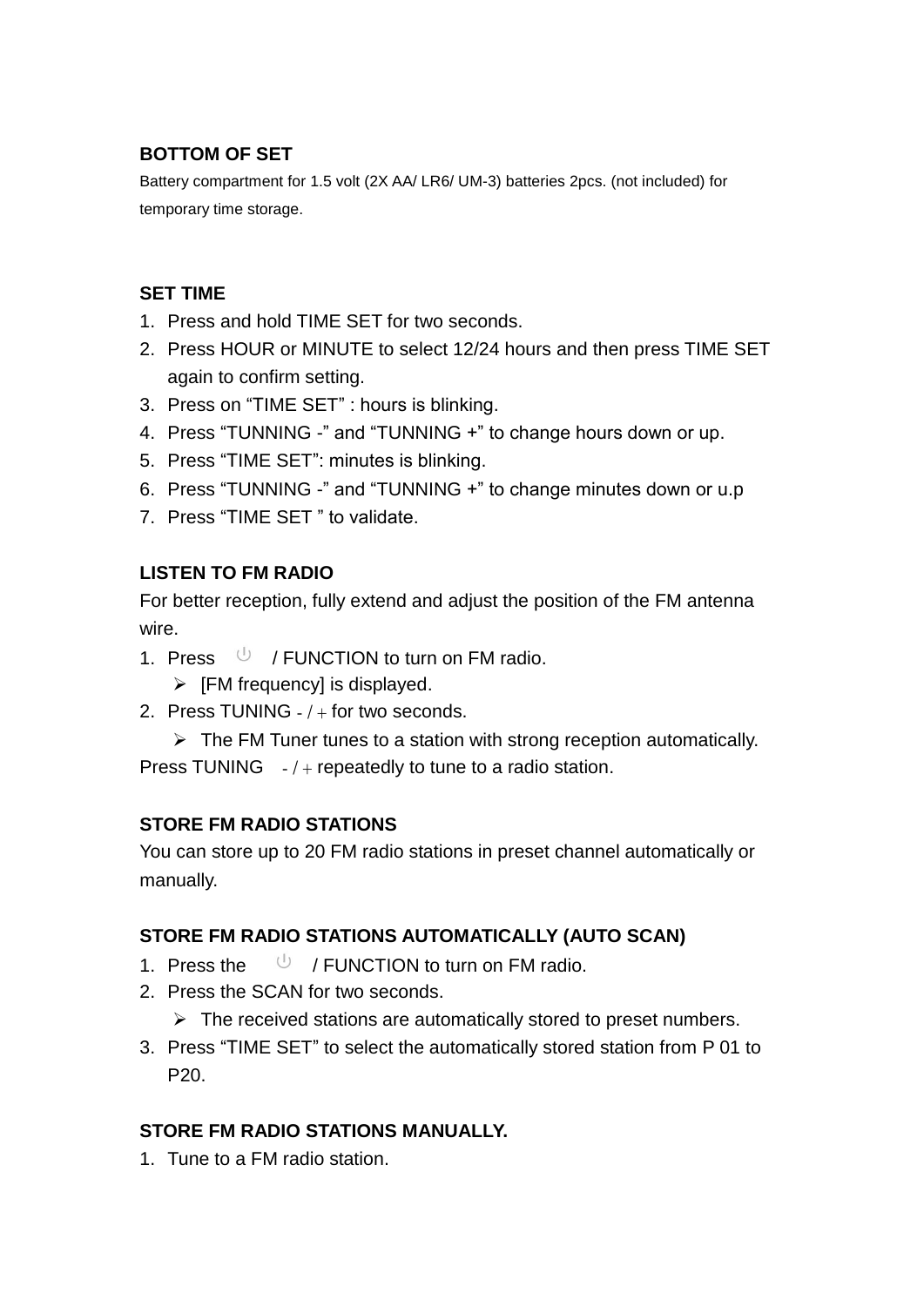**BOTTOM OF SET**

Battery compartment for 1.5 volt (2X AA/ LR6/ UM-3) batteries 2pcs. (not included) for temporary time storage.

**SET TIME**

1. Press and hold TIME SET for two seconds.
2. Press HOUR or MINUTE to select 12/24 hours and then press TIME SET again to confirm setting.
3. Press on “TIME SET” : hours is blinking.
4. Press “TUNNING -” and “TUNNING +” to change hours down or up.
5. Press “TIME SET”: minutes is blinking.
6. Press “TUNNING -” and “TUNNING +” to change minutes down or u.p
7. Press “TIME SET ” to validate.

**LISTEN TO FM RADIO**

For better reception, fully extend and adjust the position of the FM antenna wire.

1. Press ⏻ / FUNCTION to turn on FM radio.
   - [FM frequency] is displayed.
2. Press TUNING - / + for two seconds.
   - The FM Tuner tunes to a station with strong reception automatically.

Press TUNING - / + repeatedly to tune to a radio station.

**STORE FM RADIO STATIONS**

You can store up to 20 FM radio stations in preset channel automatically or manually.

**STORE FM RADIO STATIONS AUTOMATICALLY (AUTO SCAN)**

1. Press the ⏻ / FUNCTION to turn on FM radio.
2. Press the SCAN for two seconds.
   - The received stations are automatically stored to preset numbers.
3. Press “TIME SET” to select the automatically stored station from P 01 to P20.

**STORE FM RADIO STATIONS MANUALLY.**

1. Tune to a FM radio station.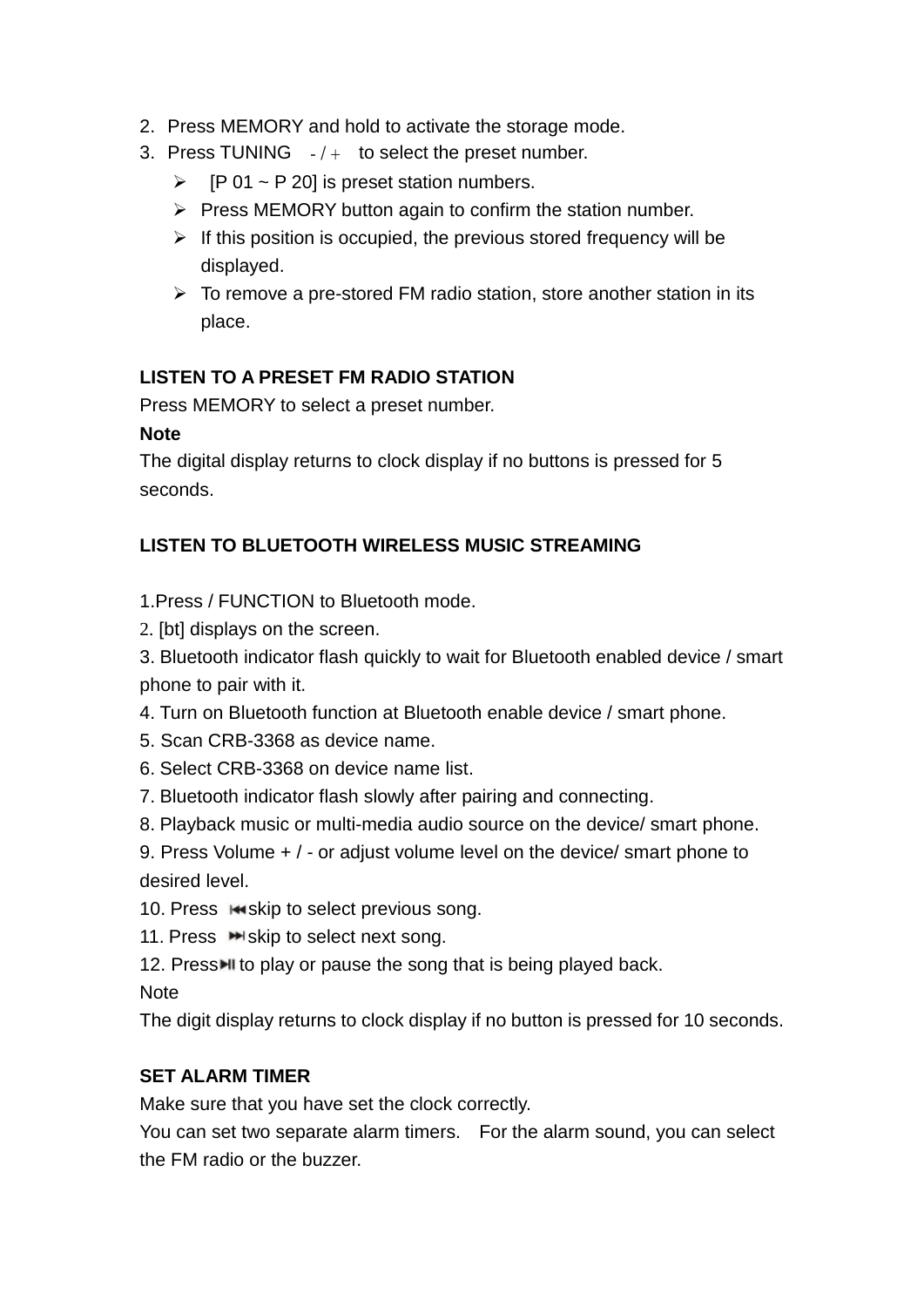2. Press MEMORY and hold to activate the storage mode.
3. Press TUNING - / + to select the preset number.
   - [P 01 ~ P 20] is preset station numbers.
   - Press MEMORY button again to confirm the station number.
   - If this position is occupied, the previous stored frequency will be displayed.
   - To remove a pre-stored FM radio station, store another station in its place.

**LISTEN TO A PRESET FM RADIO STATION**

Press MEMORY to select a preset number.

**Note**

The digital display returns to clock display if no buttons is pressed for 5 seconds.

**LISTEN TO BLUETOOTH WIRELESS MUSIC STREAMING**

1.Press / FUNCTION to Bluetooth mode.
2. [bt] displays on the screen.
3. Bluetooth indicator flash quickly to wait for Bluetooth enabled device / smart phone to pair with it.
4. Turn on Bluetooth function at Bluetooth enable device / smart phone.
5. Scan CRB-3368 as device name.
6. Select CRB-3368 on device name list.
7. Bluetooth indicator flash slowly after pairing and connecting.
8. Playback music or multi-media audio source on the device/ smart phone.
9. Press Volume + / - or adjust volume level on the device/ smart phone to desired level.
10. Press ⏮ skip to select previous song.
11. Press ⏭ skip to select next song.
12. Press ⏯ to play or pause the song that is being played back.

Note

The digit display returns to clock display if no button is pressed for 10 seconds.

**SET ALARM TIMER**

Make sure that you have set the clock correctly.

You can set two separate alarm timers. For the alarm sound, you can select the FM radio or the buzzer.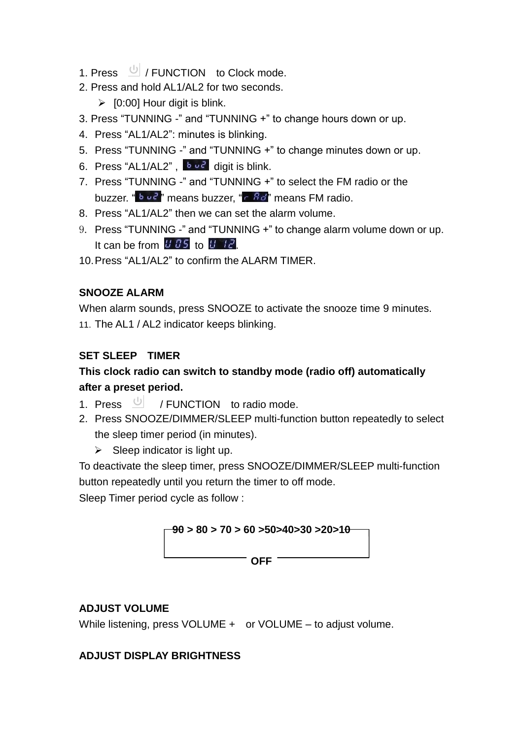1. Press  / FUNCTION  to Clock mode.
2. Press and hold AL1/AL2 for two seconds.
   - [0:00] Hour digit is blink.
3. Press “TUNNING -” and “TUNNING +” to change hours down or up.
4. Press “AL1/AL2”: minutes is blinking.
5. Press “TUNNING -” and “TUNNING +” to change minutes down or up.
6. Press “AL1/AL2” , bu2 digit is blink.
7. Press “TUNNING -” and “TUNNING +” to select the FM radio or the buzzer. “bu2” means buzzer, “r Ad” means FM radio.
8. Press “AL1/AL2” then we can set the alarm volume.
9. Press “TUNNING -” and “TUNNING +” to change alarm volume down or up. It can be from U 05 to U 12.
10. Press “AL1/AL2” to confirm the ALARM TIMER.

**SNOOZE ALARM**

When alarm sounds, press SNOOZE to activate the snooze time 9 minutes.

11. The AL1 / AL2 indicator keeps blinking.

**SET SLEEP TIMER**

**This clock radio can switch to standby mode (radio off) automatically after a preset period.**

1. Press  / FUNCTION  to radio mode.
2. Press SNOOZE/DIMMER/SLEEP multi-function button repeatedly to select the sleep timer period (in minutes).
   - Sleep indicator is light up.

To deactivate the sleep timer, press SNOOZE/DIMMER/SLEEP multi-function button repeatedly until you return the timer to off mode.

Sleep Timer period cycle as follow :

**90 > 80 > 70 > 60 >50>40>30 >20>10**

**OFF**

**ADJUST VOLUME**

While listening, press VOLUME +  or VOLUME – to adjust volume.

**ADJUST DISPLAY BRIGHTNESS**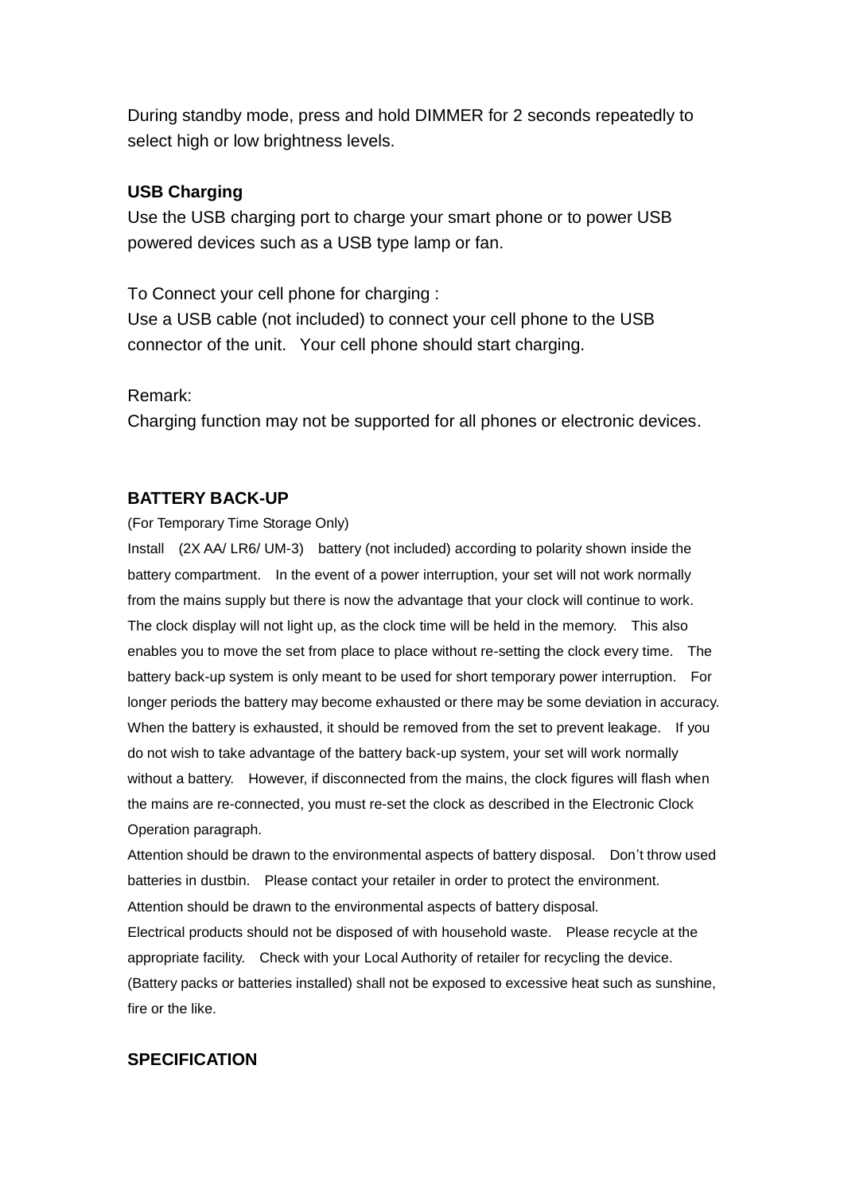During standby mode, press and hold DIMMER for 2 seconds repeatedly to select high or low brightness levels.

**USB Charging**

Use the USB charging port to charge your smart phone or to power USB powered devices such as a USB type lamp or fan.

To Connect your cell phone for charging :

Use a USB cable (not included) to connect your cell phone to the USB connector of the unit. Your cell phone should start charging.

Remark:

Charging function may not be supported for all phones or electronic devices.

**BATTERY BACK-UP**

(For Temporary Time Storage Only)

Install (2X AA/ LR6/ UM-3) battery (not included) according to polarity shown inside the battery compartment. In the event of a power interruption, your set will not work normally from the mains supply but there is now the advantage that your clock will continue to work. The clock display will not light up, as the clock time will be held in the memory. This also enables you to move the set from place to place without re-setting the clock every time. The battery back-up system is only meant to be used for short temporary power interruption. For longer periods the battery may become exhausted or there may be some deviation in accuracy. When the battery is exhausted, it should be removed from the set to prevent leakage. If you do not wish to take advantage of the battery back-up system, your set will work normally without a battery. However, if disconnected from the mains, the clock figures will flash when the mains are re-connected, you must re-set the clock as described in the Electronic Clock Operation paragraph.

Attention should be drawn to the environmental aspects of battery disposal. Don't throw used batteries in dustbin. Please contact your retailer in order to protect the environment.

Attention should be drawn to the environmental aspects of battery disposal.

Electrical products should not be disposed of with household waste. Please recycle at the appropriate facility. Check with your Local Authority of retailer for recycling the device.

(Battery packs or batteries installed) shall not be exposed to excessive heat such as sunshine, fire or the like.

**SPECIFICATION**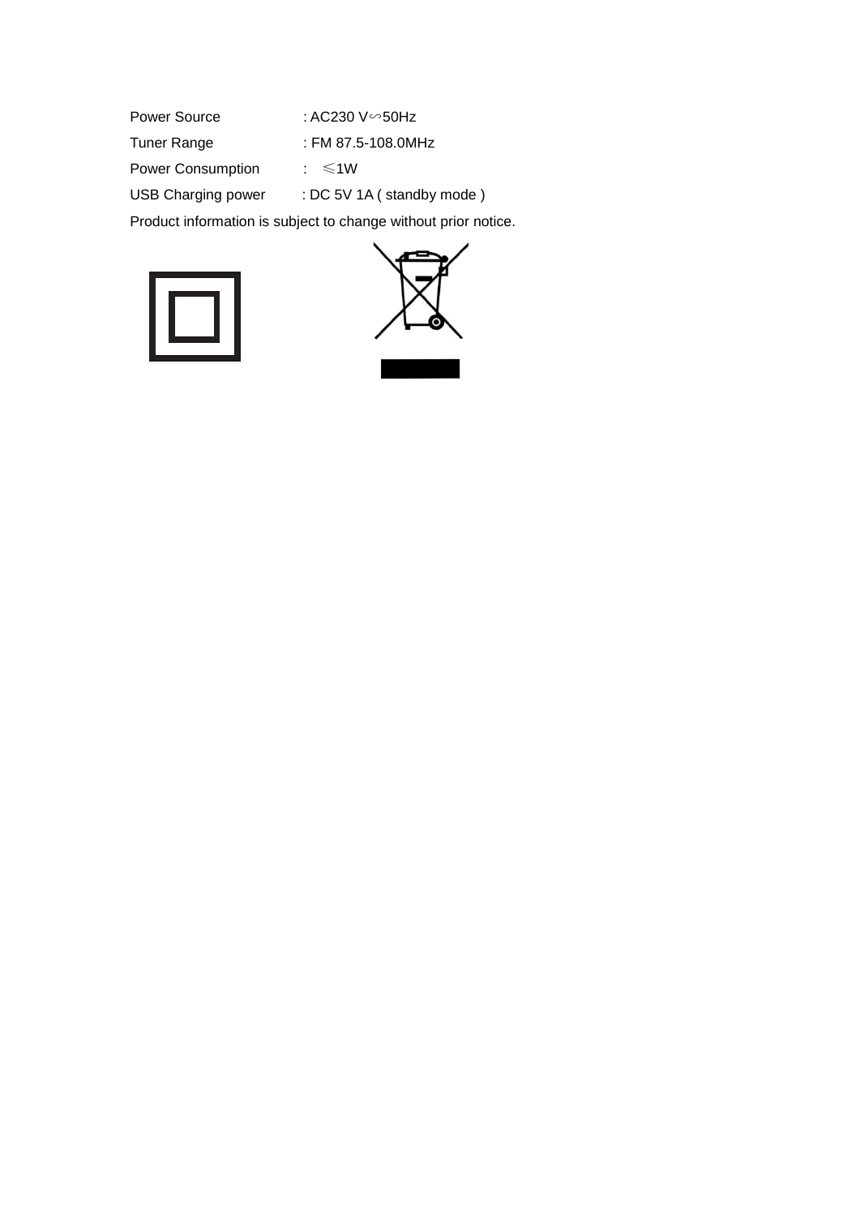| | |
|---|---|
| Power Source | : AC230 V∽50Hz |
| Tuner Range | : FM 87.5-108.0MHz |
| Power Consumption | : ≤1W |
| USB Charging power | : DC 5V 1A ( standby mode ) |

Product information is subject to change without prior notice.